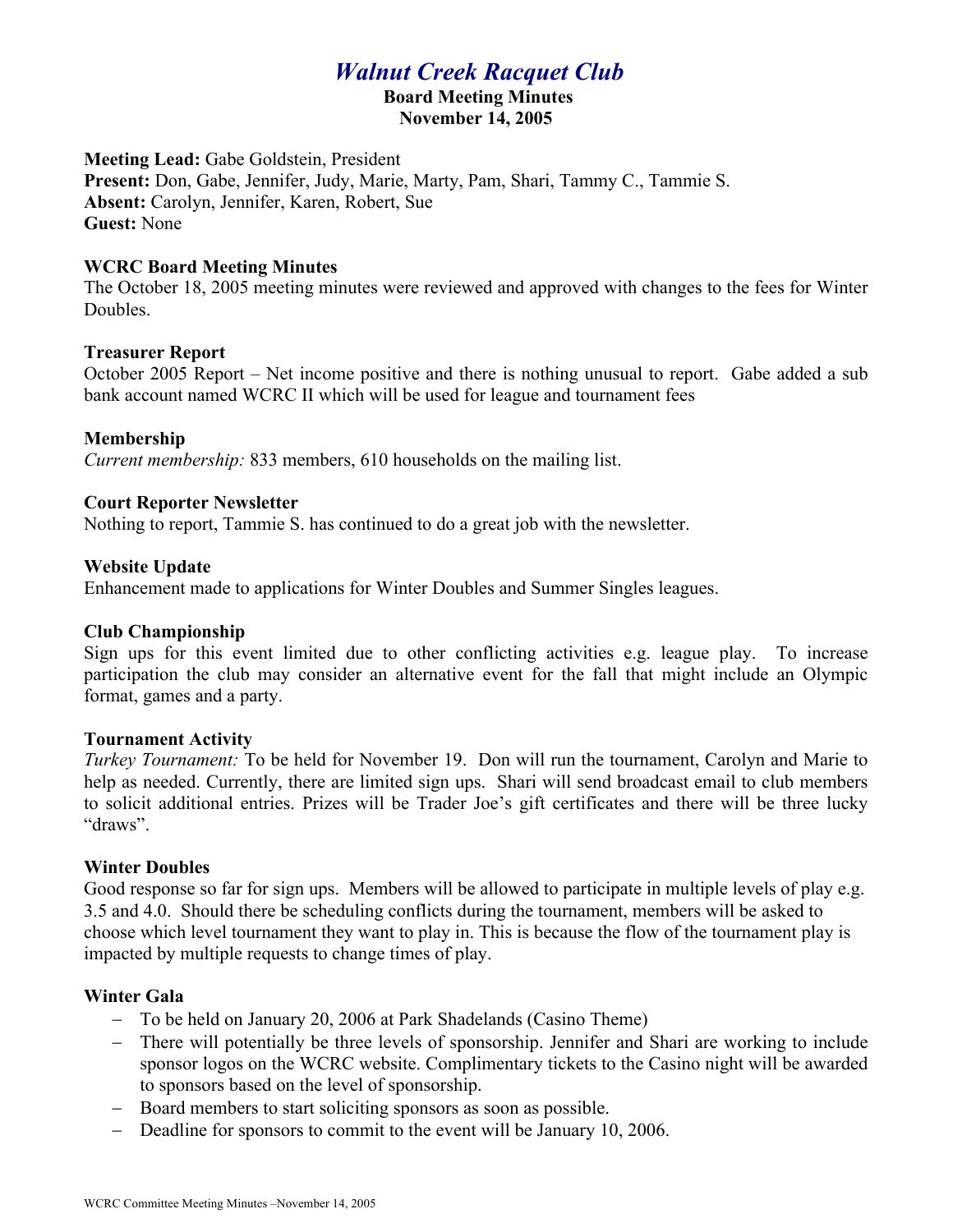# *Walnut Creek Racquet Club*

**Board Meeting Minutes**
**November 14, 2005**

**Meeting Lead:** Gabe Goldstein, President
**Present:** Don, Gabe, Jennifer, Judy, Marie, Marty, Pam, Shari, Tammy C., Tammie S.
**Absent:** Carolyn, Jennifer, Karen, Robert, Sue
**Guest:** None

### WCRC Board Meeting Minutes

The October 18, 2005 meeting minutes were reviewed and approved with changes to the fees for Winter Doubles.

### Treasurer Report

October 2005 Report – Net income positive and there is nothing unusual to report. Gabe added a sub bank account named WCRC II which will be used for league and tournament fees

### Membership

*Current membership:* 833 members, 610 households on the mailing list.

### Court Reporter Newsletter

Nothing to report, Tammie S. has continued to do a great job with the newsletter.

### Website Update

Enhancement made to applications for Winter Doubles and Summer Singles leagues.

### Club Championship

Sign ups for this event limited due to other conflicting activities e.g. league play. To increase participation the club may consider an alternative event for the fall that might include an Olympic format, games and a party.

### Tournament Activity

*Turkey Tournament:* To be held for November 19. Don will run the tournament, Carolyn and Marie to help as needed. Currently, there are limited sign ups. Shari will send broadcast email to club members to solicit additional entries. Prizes will be Trader Joe's gift certificates and there will be three lucky "draws".

### Winter Doubles

Good response so far for sign ups. Members will be allowed to participate in multiple levels of play e.g. 3.5 and 4.0. Should there be scheduling conflicts during the tournament, members will be asked to choose which level tournament they want to play in. This is because the flow of the tournament play is impacted by multiple requests to change times of play.

### Winter Gala

- To be held on January 20, 2006 at Park Shadelands (Casino Theme)
- There will potentially be three levels of sponsorship. Jennifer and Shari are working to include sponsor logos on the WCRC website. Complimentary tickets to the Casino night will be awarded to sponsors based on the level of sponsorship.
- Board members to start soliciting sponsors as soon as possible.
- Deadline for sponsors to commit to the event will be January 10, 2006.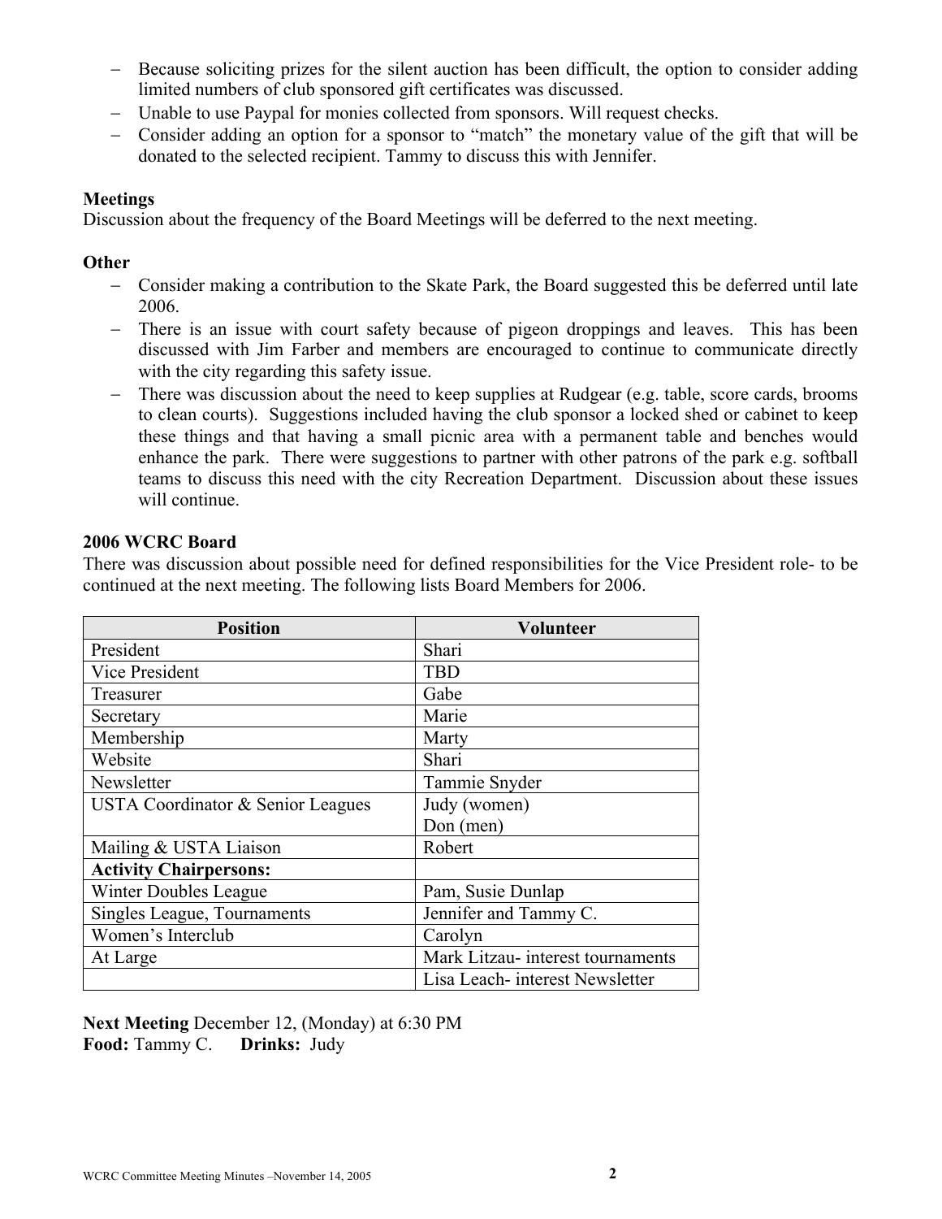- Because soliciting prizes for the silent auction has been difficult, the option to consider adding limited numbers of club sponsored gift certificates was discussed.
- Unable to use Paypal for monies collected from sponsors. Will request checks.
- Consider adding an option for a sponsor to "match" the monetary value of the gift that will be donated to the selected recipient. Tammy to discuss this with Jennifer.

**Meetings**

Discussion about the frequency of the Board Meetings will be deferred to the next meeting.

**Other**

- Consider making a contribution to the Skate Park, the Board suggested this be deferred until late 2006.
- There is an issue with court safety because of pigeon droppings and leaves. This has been discussed with Jim Farber and members are encouraged to continue to communicate directly with the city regarding this safety issue.
- There was discussion about the need to keep supplies at Rudgear (e.g. table, score cards, brooms to clean courts). Suggestions included having the club sponsor a locked shed or cabinet to keep these things and that having a small picnic area with a permanent table and benches would enhance the park. There were suggestions to partner with other patrons of the park e.g. softball teams to discuss this need with the city Recreation Department. Discussion about these issues will continue.

**2006 WCRC Board**

There was discussion about possible need for defined responsibilities for the Vice President role- to be continued at the next meeting. The following lists Board Members for 2006.

| Position | Volunteer |
|---|---|
| President | Shari |
| Vice President | TBD |
| Treasurer | Gabe |
| Secretary | Marie |
| Membership | Marty |
| Website | Shari |
| Newsletter | Tammie Snyder |
| USTA Coordinator & Senior Leagues | Judy (women)<br>Don (men) |
| Mailing & USTA Liaison | Robert |
| **Activity Chairpersons:** | |
| Winter Doubles League | Pam, Susie Dunlap |
| Singles League, Tournaments | Jennifer and Tammy C. |
| Women's Interclub | Carolyn |
| At Large | Mark Litzau- interest tournaments |
| | Lisa Leach- interest Newsletter |

**Next Meeting** December 12, (Monday) at 6:30 PM
**Food:** Tammy C. **Drinks:** Judy